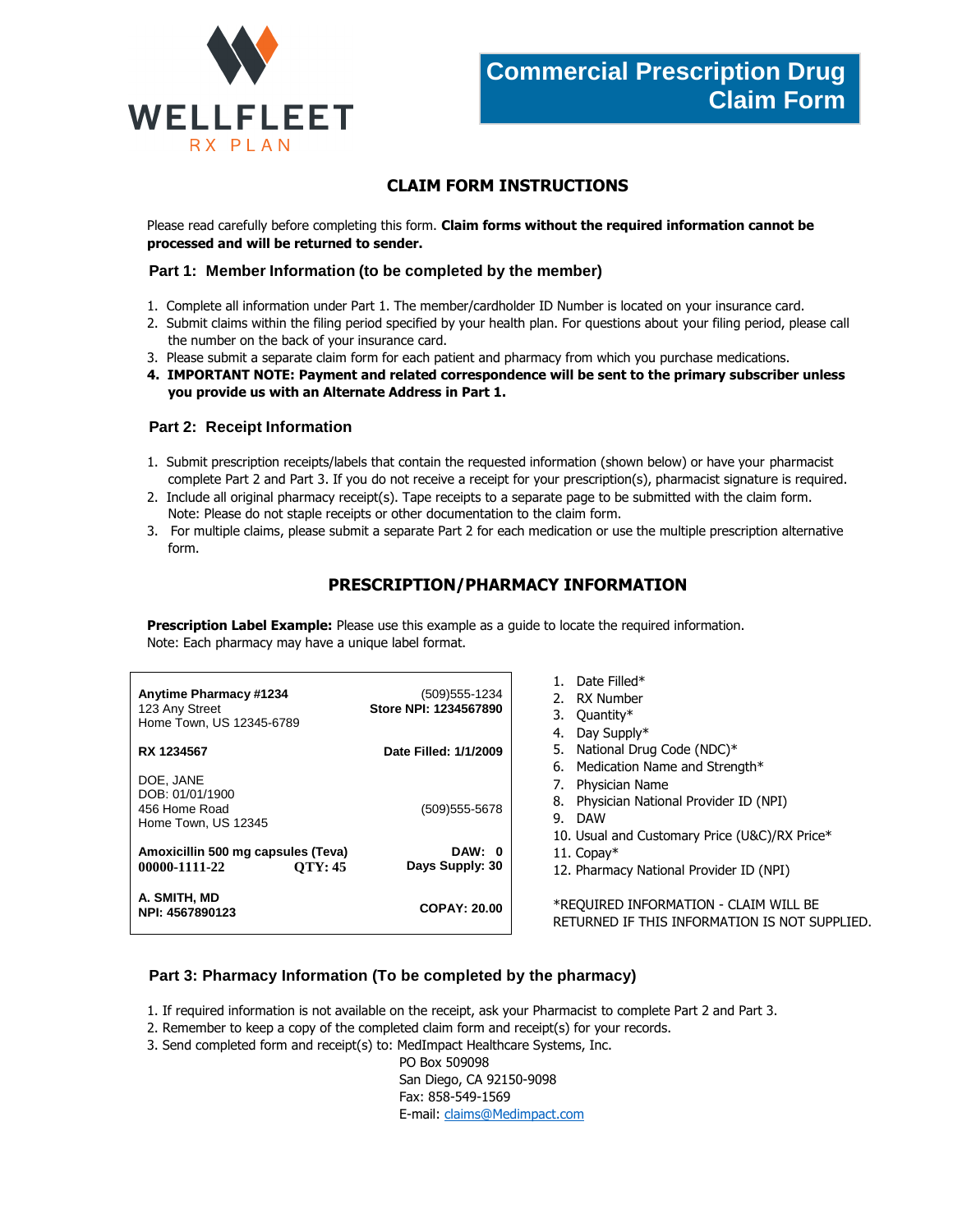WELLFLEET
RX PLAN

# Commercial Prescription Drug Claim Form

## CLAIM FORM INSTRUCTIONS

Please read carefully before completing this form. **Claim forms without the required information cannot be processed and will be returned to sender.**

### Part 1: Member Information (to be completed by the member)

1. Complete all information under Part 1. The member/cardholder ID Number is located on your insurance card.
2. Submit claims within the filing period specified by your health plan. For questions about your filing period, please call the number on the back of your insurance card.
3. Please submit a separate claim form for each patient and pharmacy from which you purchase medications.
4. **IMPORTANT NOTE: Payment and related correspondence will be sent to the primary subscriber unless you provide us with an Alternate Address in Part 1.**

### Part 2: Receipt Information

1. Submit prescription receipts/labels that contain the requested information (shown below) or have your pharmacist complete Part 2 and Part 3. If you do not receive a receipt for your prescription(s), pharmacist signature is required.
2. Include all original pharmacy receipt(s). Tape receipts to a separate page to be submitted with the claim form. Note: Please do not staple receipts or other documentation to the claim form.
3. For multiple claims, please submit a separate Part 2 for each medication or use the multiple prescription alternative form.

## PRESCRIPTION/PHARMACY INFORMATION

**Prescription Label Example:** Please use this example as a guide to locate the required information.
Note: Each pharmacy may have a unique label format.

| | |
|---|---|
| **Anytime Pharmacy #1234**<br>123 Any Street<br>Home Town, US 12345-6789 | (509)555-1234<br>**Store NPI: 1234567890** |
| **RX 1234567** | **Date Filled: 1/1/2009** |
| DOE, JANE<br>DOB: 01/01/1900<br>456 Home Road<br>Home Town, US 12345 | (509)555-5678 |
| **Amoxicillin 500 mg capsules (Teva)**<br>**00000-1111-22 QTY: 45** | **DAW: 0**<br>**Days Supply: 30** |
| **A. SMITH, MD**<br>**NPI: 4567890123** | **COPAY: 20.00** |

1. Date Filled*
2. RX Number
3. Quantity*
4. Day Supply*
5. National Drug Code (NDC)*
6. Medication Name and Strength*
7. Physician Name
8. Physician National Provider ID (NPI)
9. DAW
10. Usual and Customary Price (U&C)/RX Price*
11. Copay*
12. Pharmacy National Provider ID (NPI)

*REQUIRED INFORMATION - CLAIM WILL BE RETURNED IF THIS INFORMATION IS NOT SUPPLIED.

### Part 3: Pharmacy Information (To be completed by the pharmacy)

1. If required information is not available on the receipt, ask your Pharmacist to complete Part 2 and Part 3.
2. Remember to keep a copy of the completed claim form and receipt(s) for your records.
3. Send completed form and receipt(s) to: MedImpact Healthcare Systems, Inc.
   PO Box 509098
   San Diego, CA 92150-9098
   Fax: 858-549-1569
   E-mail: claims@Medimpact.com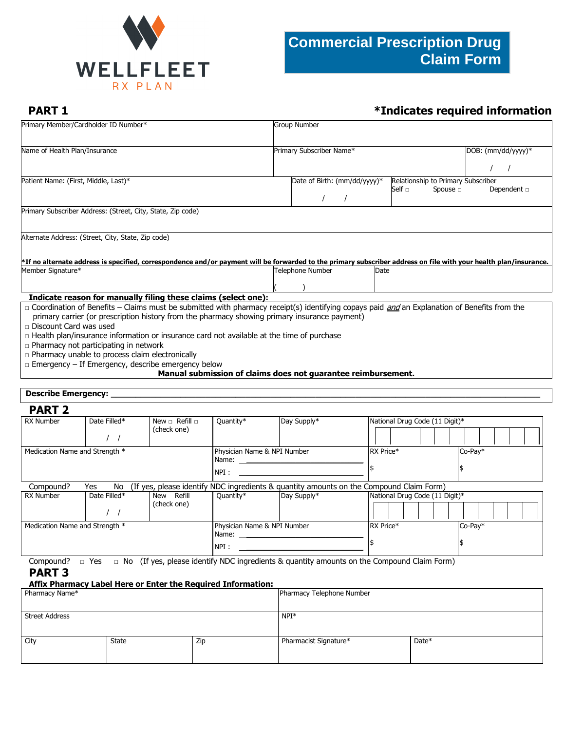# WELLFLEET RX PLAN

# Commercial Prescription Drug Claim Form

## PART 1

**\*Indicates required information**

| Primary Member/Cardholder ID Number* | | Group Number | | |
|---|---|---|---|---|
| Name of Health Plan/Insurance | | Primary Subscriber Name* | | DOB: (mm/dd/yyyy)* / / |
| Patient Name: (First, Middle, Last)* | Date of Birth: (mm/dd/yyyy)* / / | Relationship to Primary Subscriber Self □ Spouse □ Dependent □ | | |
| Primary Subscriber Address: (Street, City, State, Zip code) | | | | |
| Alternate Address: (Street, City, State, Zip code) | | | | |

**\*If no alternate address is specified, correspondence and/or payment will be forwarded to the primary subscriber address on file with your health plan/insurance.**

| Member Signature* | Telephone Number ( ) | Date |
|---|---|---|

**Indicate reason for manually filing these claims (select one):**

- □ Coordination of Benefits – Claims must be submitted with pharmacy receipt(s) identifying copays paid *and* an Explanation of Benefits from the primary carrier (or prescription history from the pharmacy showing primary insurance payment)
- □ Discount Card was used
- □ Health plan/insurance information or insurance card not available at the time of purchase
- □ Pharmacy not participating in network
- □ Pharmacy unable to process claim electronically
- □ Emergency – If Emergency, describe emergency below

**Manual submission of claims does not guarantee reimbursement.**

**Describe Emergency: \_\_\_\_\_\_\_\_\_\_\_\_\_\_\_\_\_\_\_\_\_\_\_\_\_\_\_\_\_\_\_\_\_\_\_\_\_\_\_\_\_\_\_\_\_\_\_\_\_\_\_\_**

## PART 2

| RX Number | Date Filled* / / | New □ Refill □ (check one) | Quantity* | Day Supply* | National Drug Code (11 Digit)* | |
|---|---|---|---|---|---|---|
| Medication Name and Strength * | | | Physician Name & NPI Number Name: \_\_\_\_\_\_ NPI : \_\_\_\_\_\_ | | RX Price* $ | Co-Pay* $ |

Compound? Yes No (If yes, please identify NDC ingredients & quantity amounts on the Compound Claim Form)

| RX Number | Date Filled* / / | New Refill (check one) | Quantity* | Day Supply* | National Drug Code (11 Digit)* | |
|---|---|---|---|---|---|---|
| Medication Name and Strength * | | | Physician Name & NPI Number Name: \_\_\_\_\_\_ NPI : \_\_\_\_\_\_ | | RX Price* $ | Co-Pay* $ |

Compound? □ Yes □ No (If yes, please identify NDC ingredients & quantity amounts on the Compound Claim Form)

## PART 3

**Affix Pharmacy Label Here or Enter the Required Information:**

| Pharmacy Name* | | | Pharmacy Telephone Number | |
|---|---|---|---|---|
| Street Address | | | NPI* | |
| City | State | Zip | Pharmacist Signature* | Date* |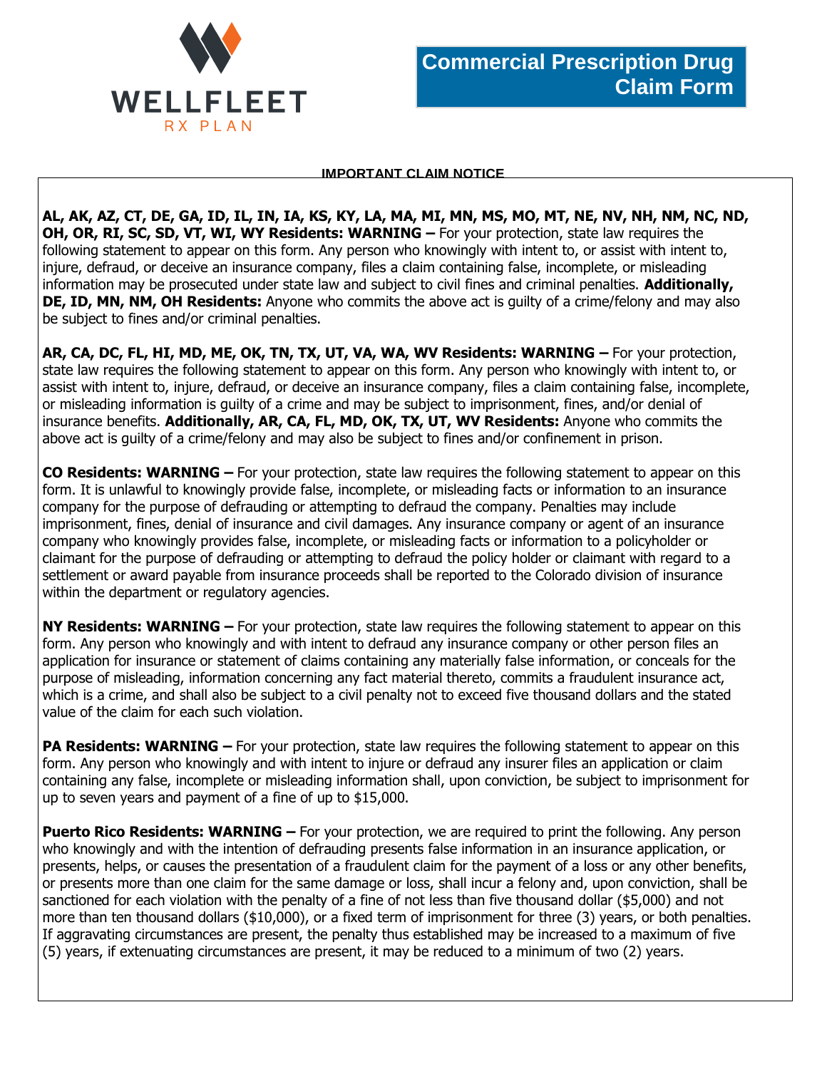WELLFLEET

RX PLAN

# Commercial Prescription Drug Claim Form

**IMPORTANT CLAIM NOTICE**

**AL, AK, AZ, CT, DE, GA, ID, IL, IN, IA, KS, KY, LA, MA, MI, MN, MS, MO, MT, NE, NV, NH, NM, NC, ND, OH, OR, RI, SC, SD, VT, WI, WY Residents: WARNING –** For your protection, state law requires the following statement to appear on this form. Any person who knowingly with intent to, or assist with intent to, injure, defraud, or deceive an insurance company, files a claim containing false, incomplete, or misleading information may be prosecuted under state law and subject to civil fines and criminal penalties. **Additionally, DE, ID, MN, NM, OH Residents:** Anyone who commits the above act is guilty of a crime/felony and may also be subject to fines and/or criminal penalties.

**AR, CA, DC, FL, HI, MD, ME, OK, TN, TX, UT, VA, WA, WV Residents: WARNING –** For your protection, state law requires the following statement to appear on this form. Any person who knowingly with intent to, or assist with intent to, injure, defraud, or deceive an insurance company, files a claim containing false, incomplete, or misleading information is guilty of a crime and may be subject to imprisonment, fines, and/or denial of insurance benefits. **Additionally, AR, CA, FL, MD, OK, TX, UT, WV Residents:** Anyone who commits the above act is guilty of a crime/felony and may also be subject to fines and/or confinement in prison.

**CO Residents: WARNING –** For your protection, state law requires the following statement to appear on this form. It is unlawful to knowingly provide false, incomplete, or misleading facts or information to an insurance company for the purpose of defrauding or attempting to defraud the company. Penalties may include imprisonment, fines, denial of insurance and civil damages. Any insurance company or agent of an insurance company who knowingly provides false, incomplete, or misleading facts or information to a policyholder or claimant for the purpose of defrauding or attempting to defraud the policy holder or claimant with regard to a settlement or award payable from insurance proceeds shall be reported to the Colorado division of insurance within the department or regulatory agencies.

**NY Residents: WARNING –** For your protection, state law requires the following statement to appear on this form. Any person who knowingly and with intent to defraud any insurance company or other person files an application for insurance or statement of claims containing any materially false information, or conceals for the purpose of misleading, information concerning any fact material thereto, commits a fraudulent insurance act, which is a crime, and shall also be subject to a civil penalty not to exceed five thousand dollars and the stated value of the claim for each such violation.

**PA Residents: WARNING –** For your protection, state law requires the following statement to appear on this form. Any person who knowingly and with intent to injure or defraud any insurer files an application or claim containing any false, incomplete or misleading information shall, upon conviction, be subject to imprisonment for up to seven years and payment of a fine of up to $15,000.

**Puerto Rico Residents: WARNING –** For your protection, we are required to print the following. Any person who knowingly and with the intention of defrauding presents false information in an insurance application, or presents, helps, or causes the presentation of a fraudulent claim for the payment of a loss or any other benefits, or presents more than one claim for the same damage or loss, shall incur a felony and, upon conviction, shall be sanctioned for each violation with the penalty of a fine of not less than five thousand dollar ($5,000) and not more than ten thousand dollars ($10,000), or a fixed term of imprisonment for three (3) years, or both penalties. If aggravating circumstances are present, the penalty thus established may be increased to a maximum of five (5) years, if extenuating circumstances are present, it may be reduced to a minimum of two (2) years.